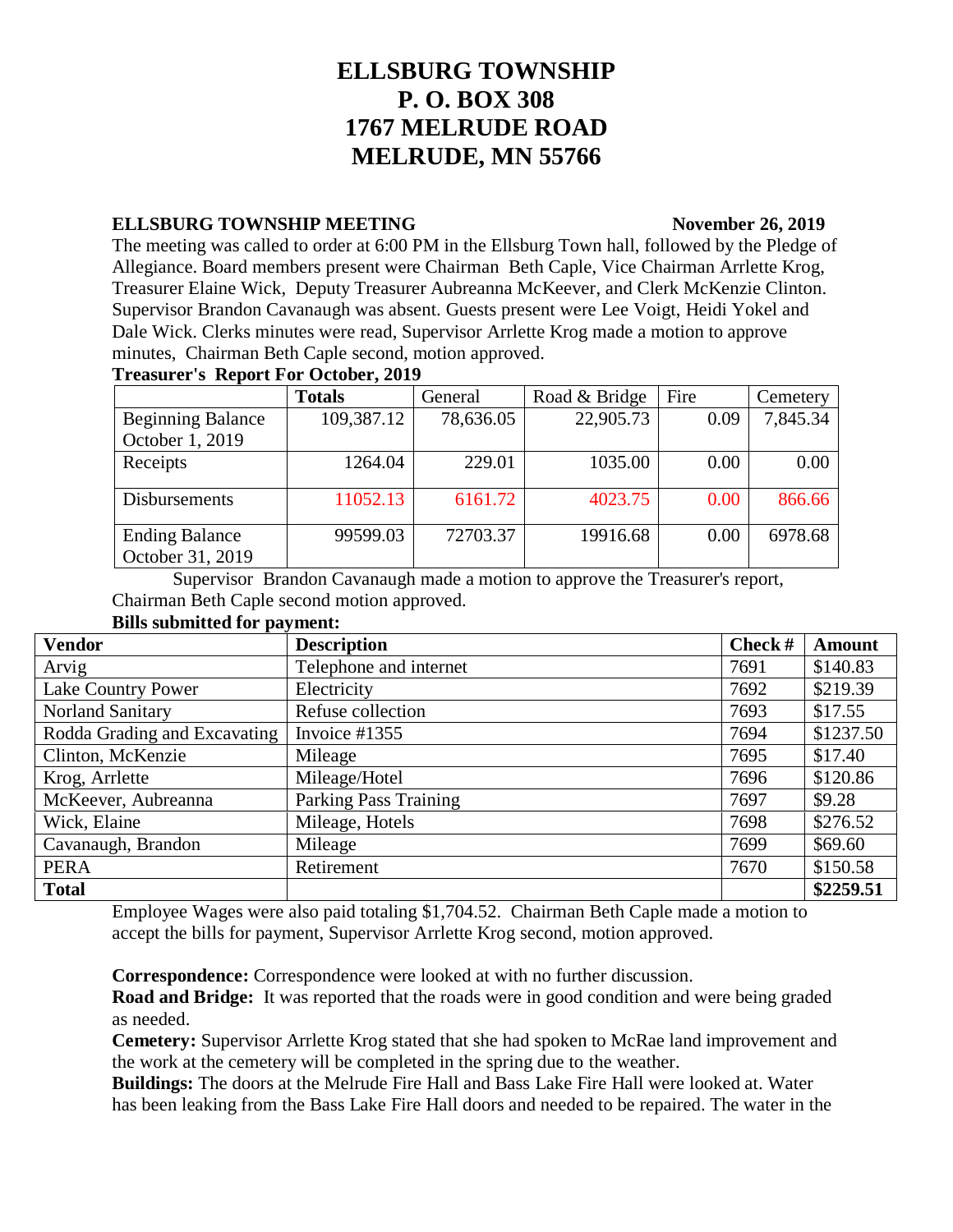# ELLSBURG TOWNSHIP
# P. O. BOX 308
# 1767 MELRUDE ROAD
# MELRUDE, MN 55766

**ELLSBURG TOWNSHIP MEETING** **November 26, 2019**

The meeting was called to order at 6:00 PM in the Ellsburg Town hall, followed by the Pledge of Allegiance. Board members present were Chairman Beth Caple, Vice Chairman Arrlette Krog, Treasurer Elaine Wick, Deputy Treasurer Aubreanna McKeever, and Clerk McKenzie Clinton. Supervisor Brandon Cavanaugh was absent. Guests present were Lee Voigt, Heidi Yokel and Dale Wick. Clerks minutes were read, Supervisor Arrlette Krog made a motion to approve minutes, Chairman Beth Caple second, motion approved.

**Treasurer's Report For October, 2019**

| | Totals | General | Road & Bridge | Fire | Cemetery |
|---|---|---|---|---|---|
| Beginning Balance October 1, 2019 | 109,387.12 | 78,636.05 | 22,905.73 | 0.09 | 7,845.34 |
| Receipts | 1264.04 | 229.01 | 1035.00 | 0.00 | 0.00 |
| Disbursements | 11052.13 | 6161.72 | 4023.75 | 0.00 | 866.66 |
| Ending Balance October 31, 2019 | 99599.03 | 72703.37 | 19916.68 | 0.00 | 6978.68 |

Supervisor Brandon Cavanaugh made a motion to approve the Treasurer's report, Chairman Beth Caple second motion approved.

**Bills submitted for payment:**

| Vendor | Description | Check # | Amount |
|---|---|---|---|
| Arvig | Telephone and internet | 7691 | $140.83 |
| Lake Country Power | Electricity | 7692 | $219.39 |
| Norland Sanitary | Refuse collection | 7693 | $17.55 |
| Rodda Grading and Excavating | Invoice #1355 | 7694 | $1237.50 |
| Clinton, McKenzie | Mileage | 7695 | $17.40 |
| Krog, Arrlette | Mileage/Hotel | 7696 | $120.86 |
| McKeever, Aubreanna | Parking Pass Training | 7697 | $9.28 |
| Wick, Elaine | Mileage, Hotels | 7698 | $276.52 |
| Cavanaugh, Brandon | Mileage | 7699 | $69.60 |
| PERA | Retirement | 7670 | $150.58 |
| **Total** | | | **$2259.51** |

Employee Wages were also paid totaling $1,704.52. Chairman Beth Caple made a motion to accept the bills for payment, Supervisor Arrlette Krog second, motion approved.

**Correspondence:** Correspondence were looked at with no further discussion.

**Road and Bridge:** It was reported that the roads were in good condition and were being graded as needed.

**Cemetery:** Supervisor Arrlette Krog stated that she had spoken to McRae land improvement and the work at the cemetery will be completed in the spring due to the weather.

**Buildings:** The doors at the Melrude Fire Hall and Bass Lake Fire Hall were looked at. Water has been leaking from the Bass Lake Fire Hall doors and needed to be repaired. The water in the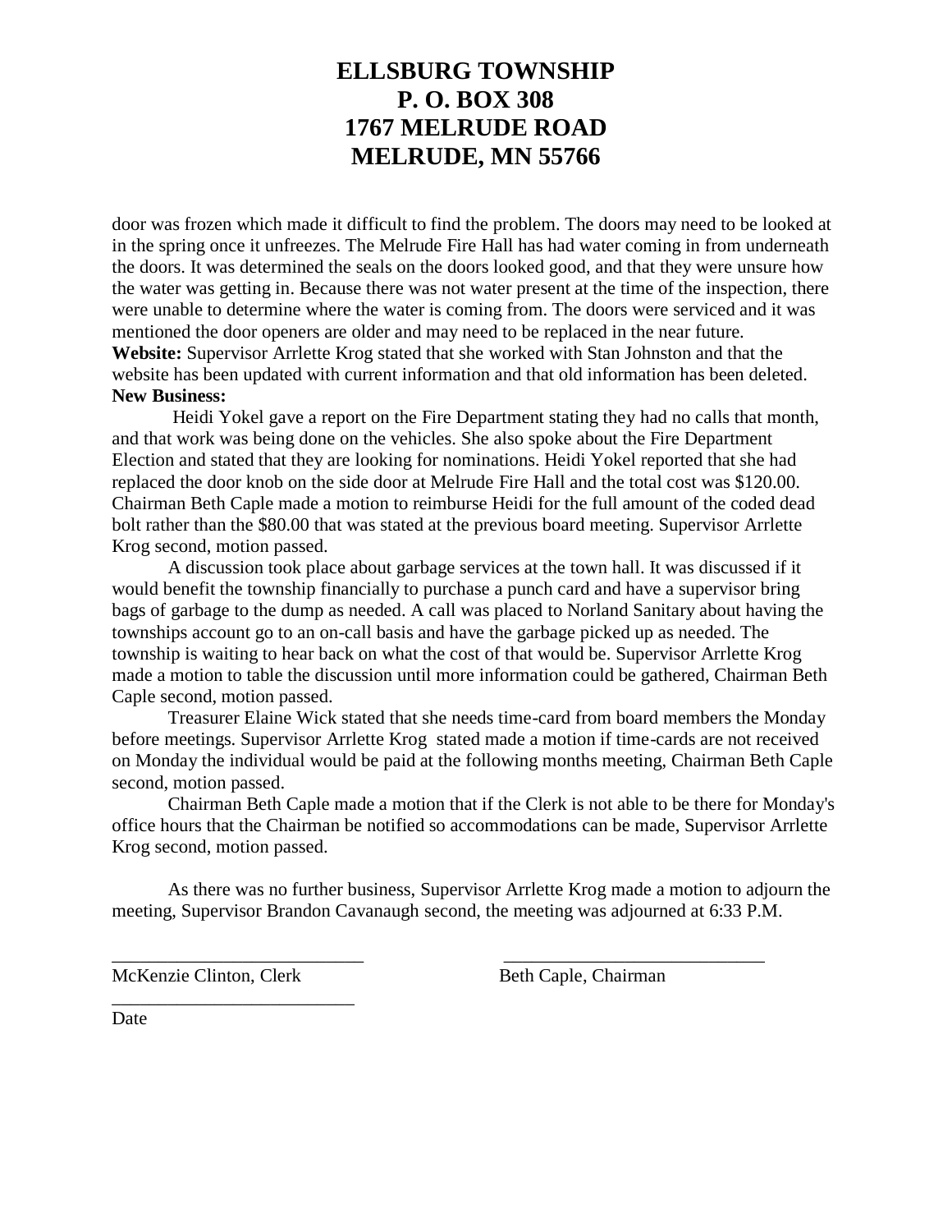# ELLSBURG TOWNSHIP
# P. O. BOX 308
# 1767 MELRUDE ROAD
# MELRUDE, MN 55766

door was frozen which made it difficult to find the problem. The doors may need to be looked at in the spring once it unfreezes. The Melrude Fire Hall has had water coming in from underneath the doors. It was determined the seals on the doors looked good, and that they were unsure how the water was getting in. Because there was not water present at the time of the inspection, there were unable to determine where the water is coming from. The doors were serviced and it was mentioned the door openers are older and may need to be replaced in the near future.

**Website:** Supervisor Arrlette Krog stated that she worked with Stan Johnston and that the website has been updated with current information and that old information has been deleted.

**New Business:**

Heidi Yokel gave a report on the Fire Department stating they had no calls that month, and that work was being done on the vehicles. She also spoke about the Fire Department Election and stated that they are looking for nominations. Heidi Yokel reported that she had replaced the door knob on the side door at Melrude Fire Hall and the total cost was $120.00. Chairman Beth Caple made a motion to reimburse Heidi for the full amount of the coded dead bolt rather than the $80.00 that was stated at the previous board meeting. Supervisor Arrlette Krog second, motion passed.

A discussion took place about garbage services at the town hall. It was discussed if it would benefit the township financially to purchase a punch card and have a supervisor bring bags of garbage to the dump as needed. A call was placed to Norland Sanitary about having the townships account go to an on-call basis and have the garbage picked up as needed. The township is waiting to hear back on what the cost of that would be. Supervisor Arrlette Krog made a motion to table the discussion until more information could be gathered, Chairman Beth Caple second, motion passed.

Treasurer Elaine Wick stated that she needs time-card from board members the Monday before meetings. Supervisor Arrlette Krog stated made a motion if time-cards are not received on Monday the individual would be paid at the following months meeting, Chairman Beth Caple second, motion passed.

Chairman Beth Caple made a motion that if the Clerk is not able to be there for Monday's office hours that the Chairman be notified so accommodations can be made, Supervisor Arrlette Krog second, motion passed.

As there was no further business, Supervisor Arrlette Krog made a motion to adjourn the meeting, Supervisor Brandon Cavanaugh second, the meeting was adjourned at 6:33 P.M.

\_\_\_\_\_\_\_\_\_\_\_\_\_\_\_\_\_\_\_\_\_\_\_\_\_\_\_
McKenzie Clinton, Clerk

\_\_\_\_\_\_\_\_\_\_\_\_\_\_\_\_\_\_\_\_\_\_\_\_\_\_\_
Beth Caple, Chairman

\_\_\_\_\_\_\_\_\_\_\_\_\_\_\_\_\_\_\_\_\_\_\_\_\_\_\_
Date